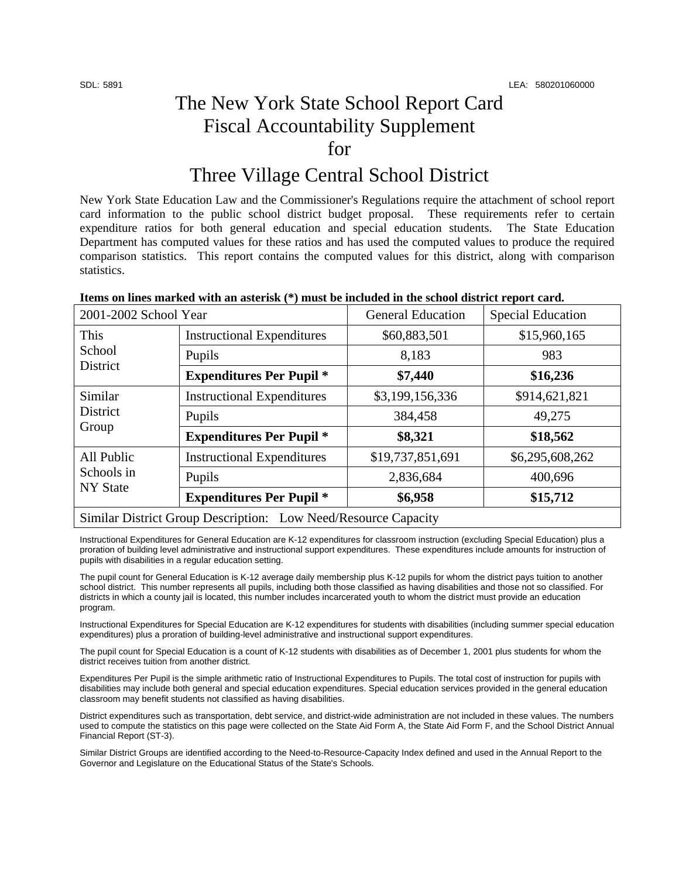SDL: 5891 LEA: 580201060000

# The New York State School Report Card Fiscal Accountability Supplement for

# Three Village Central School District

New York State Education Law and the Commissioner's Regulations require the attachment of school report card information to the public school district budget proposal. These requirements refer to certain expenditure ratios for both general education and special education students. The State Education Department has computed values for these ratios and has used the computed values to produce the required comparison statistics. This report contains the computed values for this district, along with comparison statistics.

**Items on lines marked with an asterisk (*) must be included in the school district report card.**

| 2001-2002 School Year | | General Education | Special Education |
|---|---|---|---|
| This School District | Instructional Expenditures | $60,883,501 | $15,960,165 |
| | Pupils | 8,183 | 983 |
| | **Expenditures Per Pupil *** | **$7,440** | **$16,236** |
| Similar District Group | Instructional Expenditures | $3,199,156,336 | $914,621,821 |
| | Pupils | 384,458 | 49,275 |
| | **Expenditures Per Pupil *** | **$8,321** | **$18,562** |
| All Public Schools in NY State | Instructional Expenditures | $19,737,851,691 | $6,295,608,262 |
| | Pupils | 2,836,684 | 400,696 |
| | **Expenditures Per Pupil *** | **$6,958** | **$15,712** |
| Similar District Group Description: Low Need/Resource Capacity | | | |

Instructional Expenditures for General Education are K-12 expenditures for classroom instruction (excluding Special Education) plus a proration of building level administrative and instructional support expenditures. These expenditures include amounts for instruction of pupils with disabilities in a regular education setting.

The pupil count for General Education is K-12 average daily membership plus K-12 pupils for whom the district pays tuition to another school district. This number represents all pupils, including both those classified as having disabilities and those not so classified. For districts in which a county jail is located, this number includes incarcerated youth to whom the district must provide an education program.

Instructional Expenditures for Special Education are K-12 expenditures for students with disabilities (including summer special education expenditures) plus a proration of building-level administrative and instructional support expenditures.

The pupil count for Special Education is a count of K-12 students with disabilities as of December 1, 2001 plus students for whom the district receives tuition from another district.

Expenditures Per Pupil is the simple arithmetic ratio of Instructional Expenditures to Pupils. The total cost of instruction for pupils with disabilities may include both general and special education expenditures. Special education services provided in the general education classroom may benefit students not classified as having disabilities.

District expenditures such as transportation, debt service, and district-wide administration are not included in these values. The numbers used to compute the statistics on this page were collected on the State Aid Form A, the State Aid Form F, and the School District Annual Financial Report (ST-3).

Similar District Groups are identified according to the Need-to-Resource-Capacity Index defined and used in the Annual Report to the Governor and Legislature on the Educational Status of the State's Schools.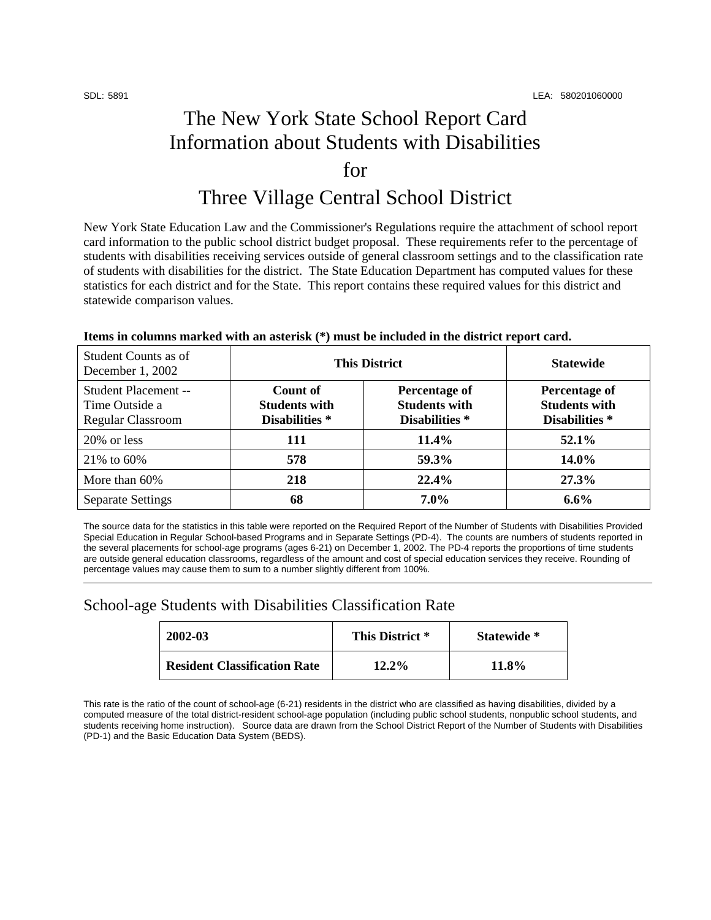SDL: 5891 LEA: 580201060000

# The New York State School Report Card
# Information about Students with Disabilities
# for
# Three Village Central School District

New York State Education Law and the Commissioner's Regulations require the attachment of school report card information to the public school district budget proposal. These requirements refer to the percentage of students with disabilities receiving services outside of general classroom settings and to the classification rate of students with disabilities for the district. The State Education Department has computed values for these statistics for each district and for the State. This report contains these required values for this district and statewide comparison values.

**Items in columns marked with an asterisk (*) must be included in the district report card.**

| Student Counts as of December 1, 2002 | This District | | Statewide |
|---|---|---|---|
| Student Placement -- Time Outside a Regular Classroom | **Count of Students with Disabilities *** | **Percentage of Students with Disabilities *** | **Percentage of Students with Disabilities *** |
| 20% or less | **111** | **11.4%** | **52.1%** |
| 21% to 60% | **578** | **59.3%** | **14.0%** |
| More than 60% | **218** | **22.4%** | **27.3%** |
| Separate Settings | **68** | **7.0%** | **6.6%** |

The source data for the statistics in this table were reported on the Required Report of the Number of Students with Disabilities Provided Special Education in Regular School-based Programs and in Separate Settings (PD-4). The counts are numbers of students reported in the several placements for school-age programs (ages 6-21) on December 1, 2002. The PD-4 reports the proportions of time students are outside general education classrooms, regardless of the amount and cost of special education services they receive. Rounding of percentage values may cause them to sum to a number slightly different from 100%.

## School-age Students with Disabilities Classification Rate

| 2002-03 | This District * | Statewide * |
|---|---|---|
| **Resident Classification Rate** | **12.2%** | **11.8%** |

This rate is the ratio of the count of school-age (6-21) residents in the district who are classified as having disabilities, divided by a computed measure of the total district-resident school-age population (including public school students, nonpublic school students, and students receiving home instruction). Source data are drawn from the School District Report of the Number of Students with Disabilities (PD-1) and the Basic Education Data System (BEDS).